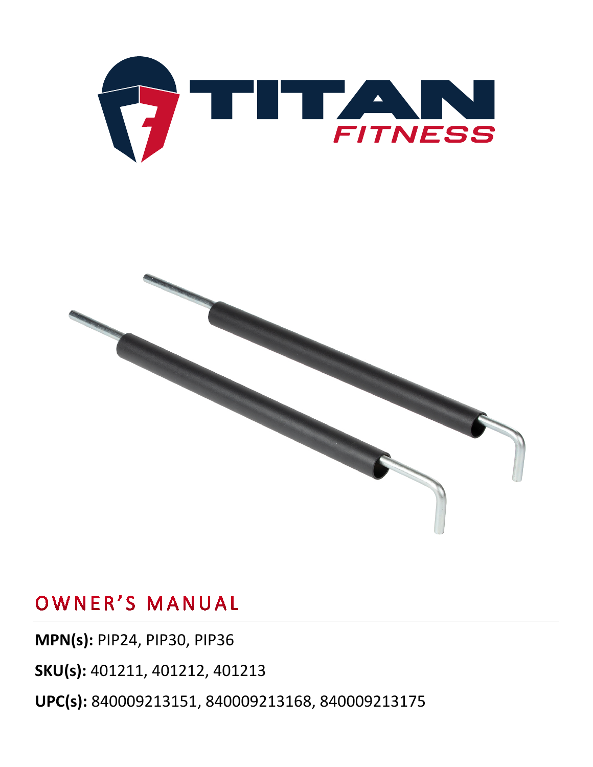# TITAN FITNESS

## OWNER'S MANUAL

**MPN(s):** PIP24, PIP30, PIP36

**SKU(s):** 401211, 401212, 401213

**UPC(s):** 840009213151, 840009213168, 840009213175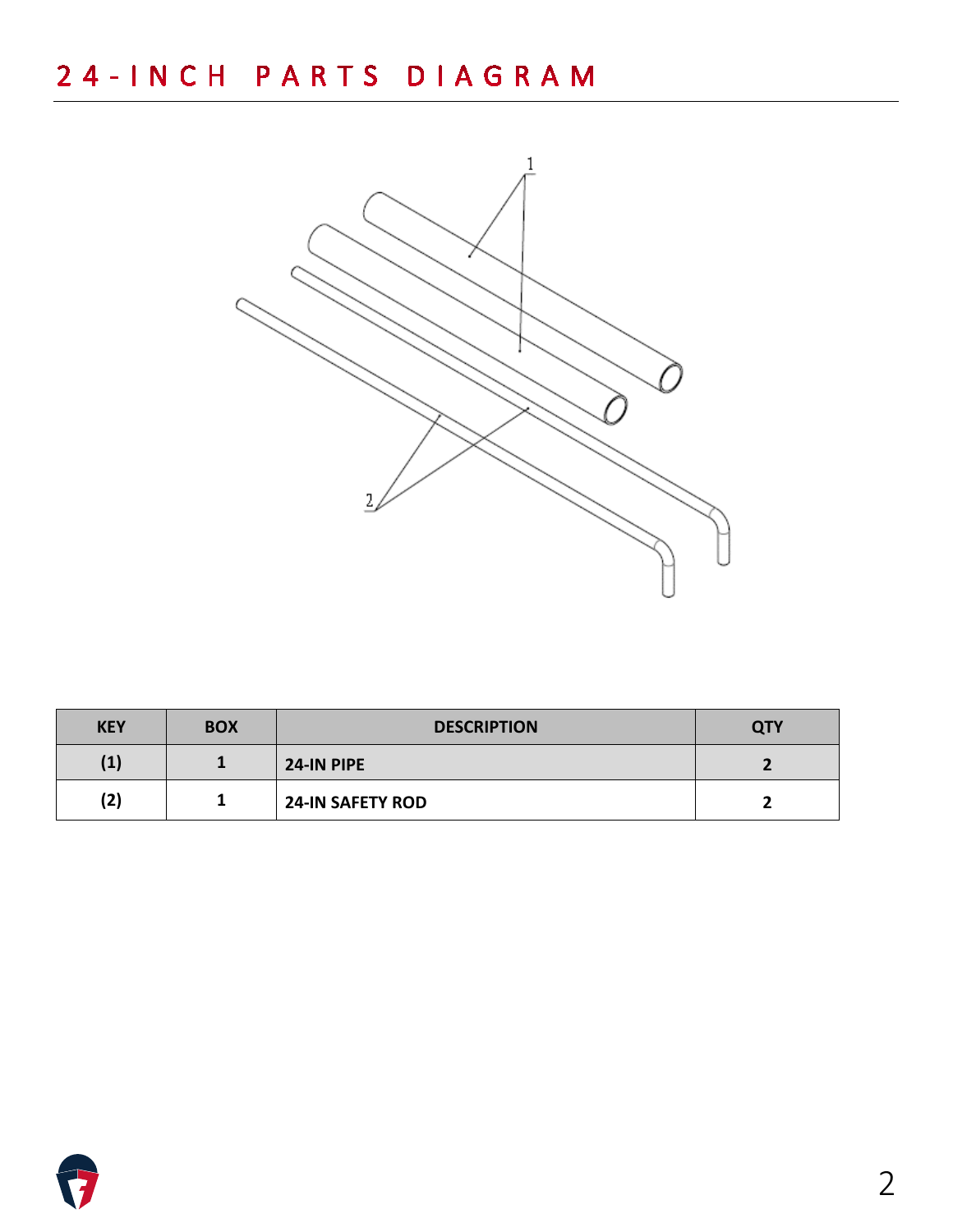# 24-INCH PARTS DIAGRAM

| KEY | BOX | DESCRIPTION | QTY |
| --- | --- | --- | --- |
| (1) | 1 | 24-IN PIPE | 2 |
| (2) | 1 | 24-IN SAFETY ROD | 2 |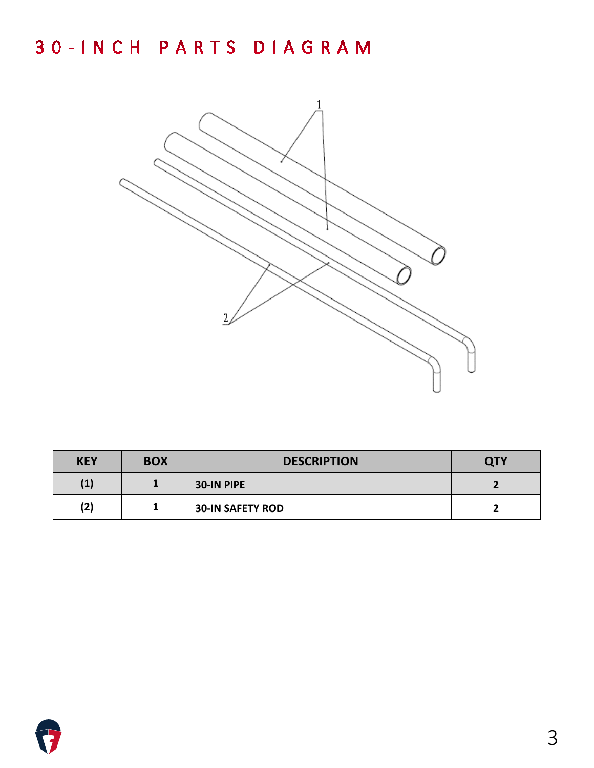# 30-INCH PARTS DIAGRAM

| KEY | BOX | DESCRIPTION | QTY |
|---|---|---|---|
| (1) | 1 | 30-IN PIPE | 2 |
| (2) | 1 | 30-IN SAFETY ROD | 2 |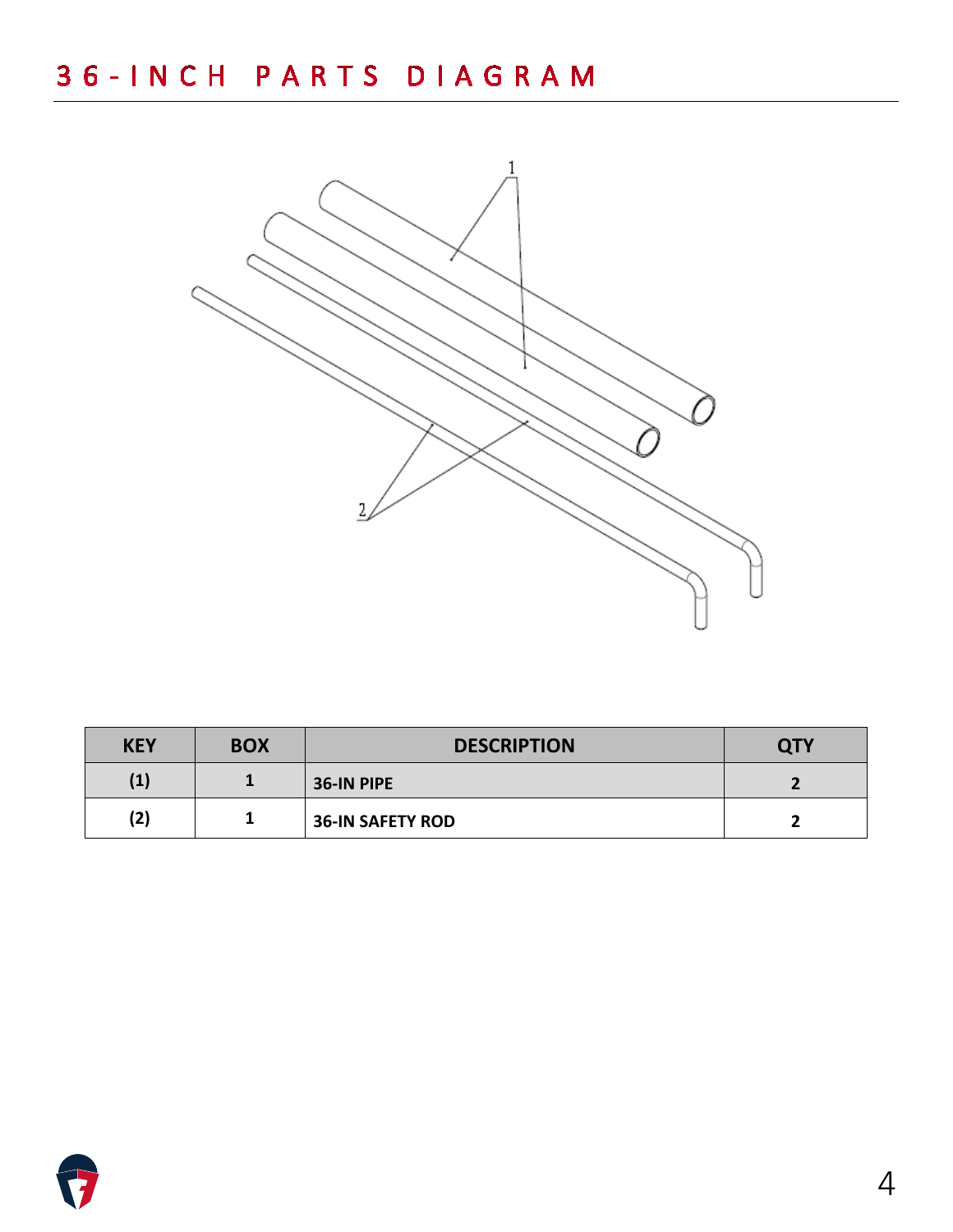# 36-INCH PARTS DIAGRAM

| KEY | BOX | DESCRIPTION | QTY |
|---|---|---|---|
| (1) | 1 | 36-IN PIPE | 2 |
| (2) | 1 | 36-IN SAFETY ROD | 2 |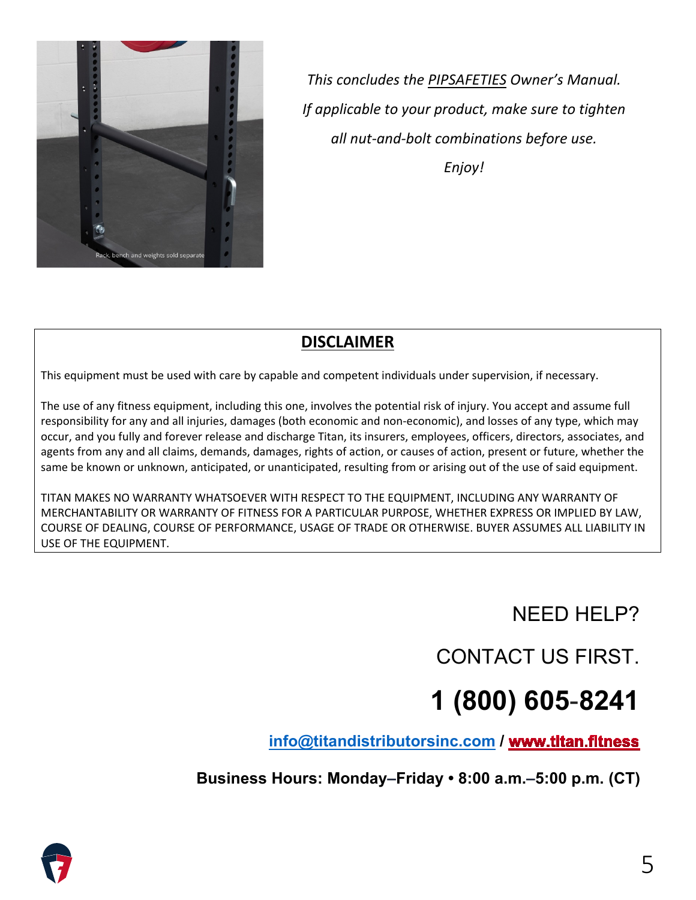*This concludes the PIPSAFETIES Owner's Manual.*

*If applicable to your product, make sure to tighten all nut-and-bolt combinations before use.*

*Enjoy!*

## DISCLAIMER

This equipment must be used with care by capable and competent individuals under supervision, if necessary.

The use of any fitness equipment, including this one, involves the potential risk of injury. You accept and assume full responsibility for any and all injuries, damages (both economic and non-economic), and losses of any type, which may occur, and you fully and forever release and discharge Titan, its insurers, employees, officers, directors, associates, and agents from any and all claims, demands, damages, rights of action, or causes of action, present or future, whether the same be known or unknown, anticipated, or unanticipated, resulting from or arising out of the use of said equipment.

TITAN MAKES NO WARRANTY WHATSOEVER WITH RESPECT TO THE EQUIPMENT, INCLUDING ANY WARRANTY OF MERCHANTABILITY OR WARRANTY OF FITNESS FOR A PARTICULAR PURPOSE, WHETHER EXPRESS OR IMPLIED BY LAW, COURSE OF DEALING, COURSE OF PERFORMANCE, USAGE OF TRADE OR OTHERWISE. BUYER ASSUMES ALL LIABILITY IN USE OF THE EQUIPMENT.

NEED HELP?

CONTACT US FIRST.

**1 (800) 605-8241**

**info@titandistributorsinc.com / www.titan.fitness**

**Business Hours: Monday–Friday • 8:00 a.m.–5:00 p.m. (CT)**